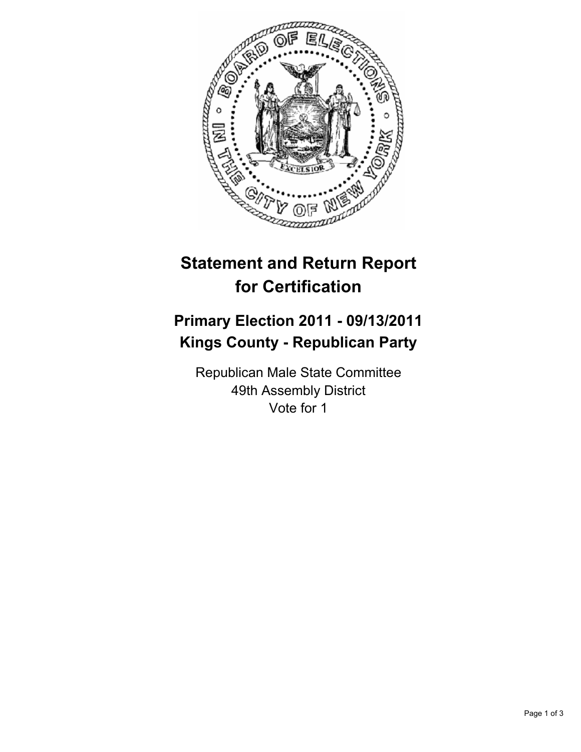# Statement and Return Report for Certification

## Primary Election 2011 - 09/13/2011
## Kings County - Republican Party

Republican Male State Committee
49th Assembly District
Vote for 1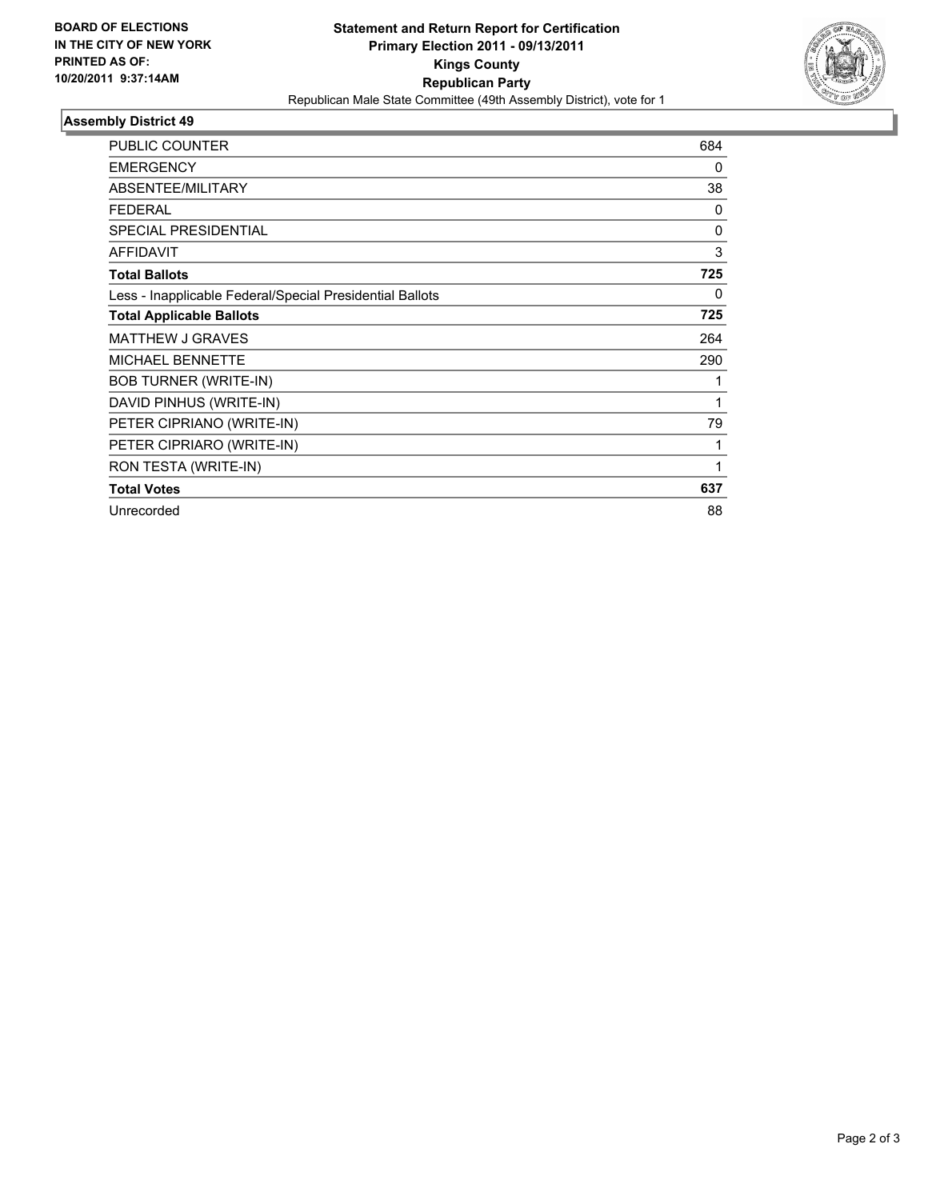**BOARD OF ELECTIONS IN THE CITY OF NEW YORK PRINTED AS OF: 10/20/2011 9:37:14AM**

# Statement and Return Report for Certification
## Primary Election 2011 - 09/13/2011
## Kings County
## Republican Party
Republican Male State Committee (49th Assembly District), vote for 1

### Assembly District 49

| | |
|---|---|
| PUBLIC COUNTER | 684 |
| EMERGENCY | 0 |
| ABSENTEE/MILITARY | 38 |
| FEDERAL | 0 |
| SPECIAL PRESIDENTIAL | 0 |
| AFFIDAVIT | 3 |
| **Total Ballots** | **725** |
| Less - Inapplicable Federal/Special Presidential Ballots | 0 |
| **Total Applicable Ballots** | **725** |
| MATTHEW J GRAVES | 264 |
| MICHAEL BENNETTE | 290 |
| BOB TURNER (WRITE-IN) | 1 |
| DAVID PINHUS (WRITE-IN) | 1 |
| PETER CIPRIANO (WRITE-IN) | 79 |
| PETER CIPRIARO (WRITE-IN) | 1 |
| RON TESTA (WRITE-IN) | 1 |
| **Total Votes** | **637** |
| Unrecorded | 88 |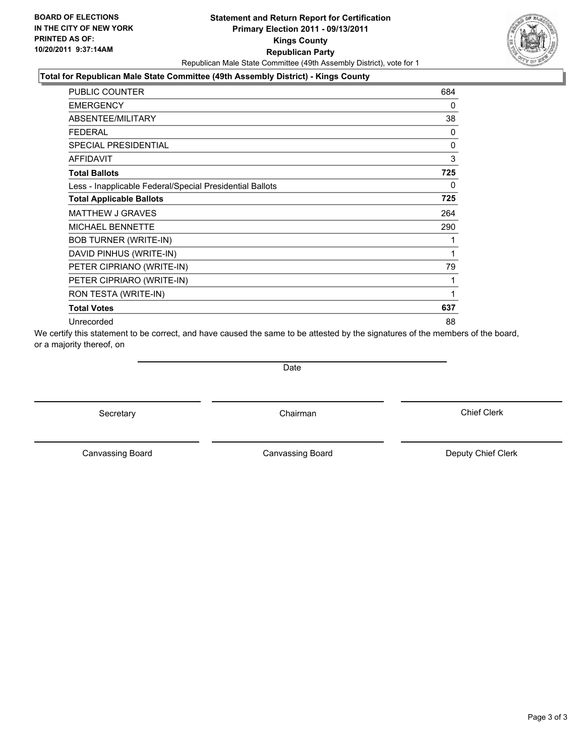**BOARD OF ELECTIONS**
**IN THE CITY OF NEW YORK**
**PRINTED AS OF:**
**10/20/2011 9:37:14AM**

**Statement and Return Report for Certification**
**Primary Election 2011 - 09/13/2011**
**Kings County**
**Republican Party**
Republican Male State Committee (49th Assembly District), vote for 1

### Total for Republican Male State Committee (49th Assembly District) - Kings County

| | |
|---|---|
| PUBLIC COUNTER | 684 |
| EMERGENCY | 0 |
| ABSENTEE/MILITARY | 38 |
| FEDERAL | 0 |
| SPECIAL PRESIDENTIAL | 0 |
| AFFIDAVIT | 3 |
| **Total Ballots** | **725** |
| Less - Inapplicable Federal/Special Presidential Ballots | 0 |
| **Total Applicable Ballots** | **725** |
| MATTHEW J GRAVES | 264 |
| MICHAEL BENNETTE | 290 |
| BOB TURNER (WRITE-IN) | 1 |
| DAVID PINHUS (WRITE-IN) | 1 |
| PETER CIPRIANO (WRITE-IN) | 79 |
| PETER CIPRIARO (WRITE-IN) | 1 |
| RON TESTA (WRITE-IN) | 1 |
| **Total Votes** | **637** |
| Unrecorded | 88 |

We certify this statement to be correct, and have caused the same to be attested by the signatures of the members of the board, or a majority thereof, on

Date

Secretary | Chairman | Chief Clerk

Canvassing Board | Canvassing Board | Deputy Chief Clerk